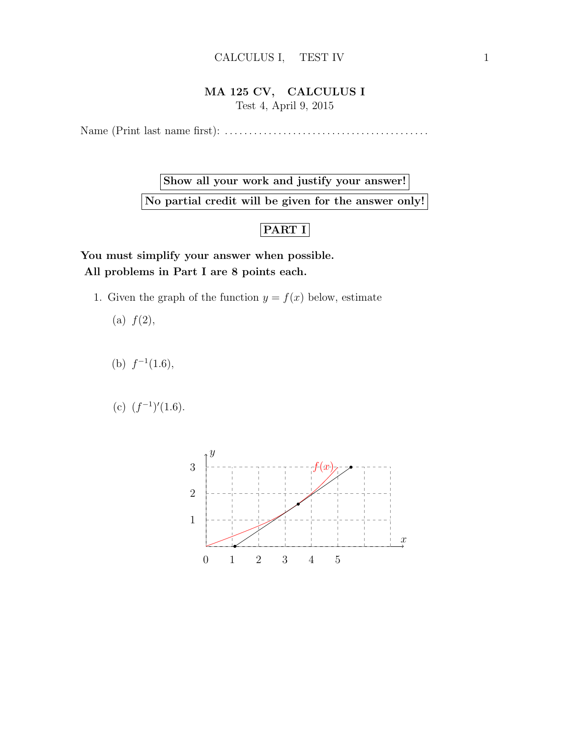# MA 125 CV, CALCULUS I

Test 4, April 9, 2015

Name (Print last name first): . . . . . . . . . . . . . . . . . . . . . . . . . . . . . . . . . . . . . . . . .

**Show all your work and justify your answer!**

**No partial credit will be given for the answer only!**

## PART I

**You must simplify your answer when possible.**
**All problems in Part I are 8 points each.**

1. Given the graph of the function $y = f(x)$ below, estimate

   (a) $f(2)$,

   (b) $f^{-1}(1.6)$,

   (c) $(f^{-1})'(1.6)$.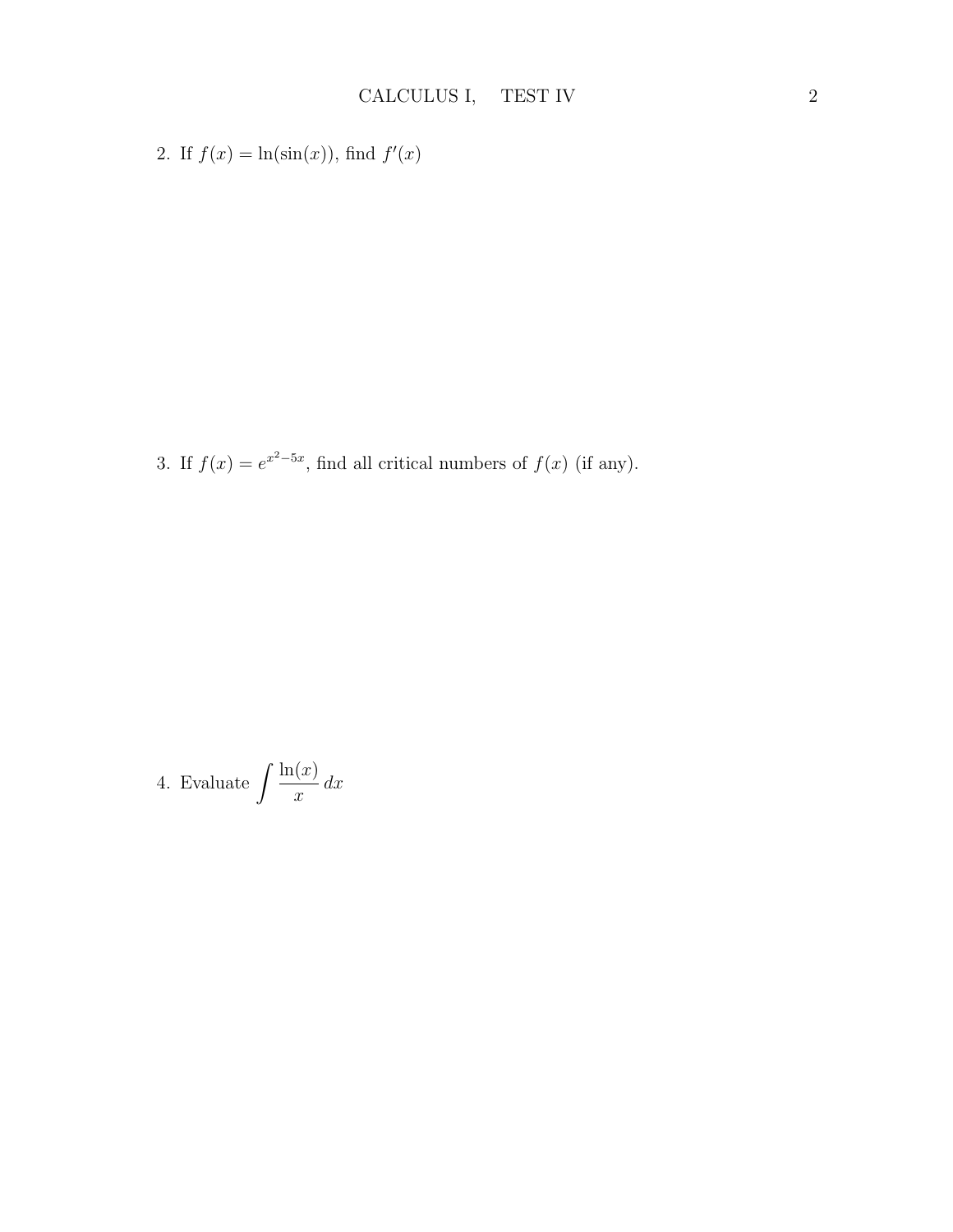2. If $f(x) = \ln(\sin(x))$, find $f'(x)$

3. If $f(x) = e^{x^2-5x}$, find all critical numbers of $f(x)$ (if any).

4. Evaluate $\displaystyle\int \frac{\ln(x)}{x}\,dx$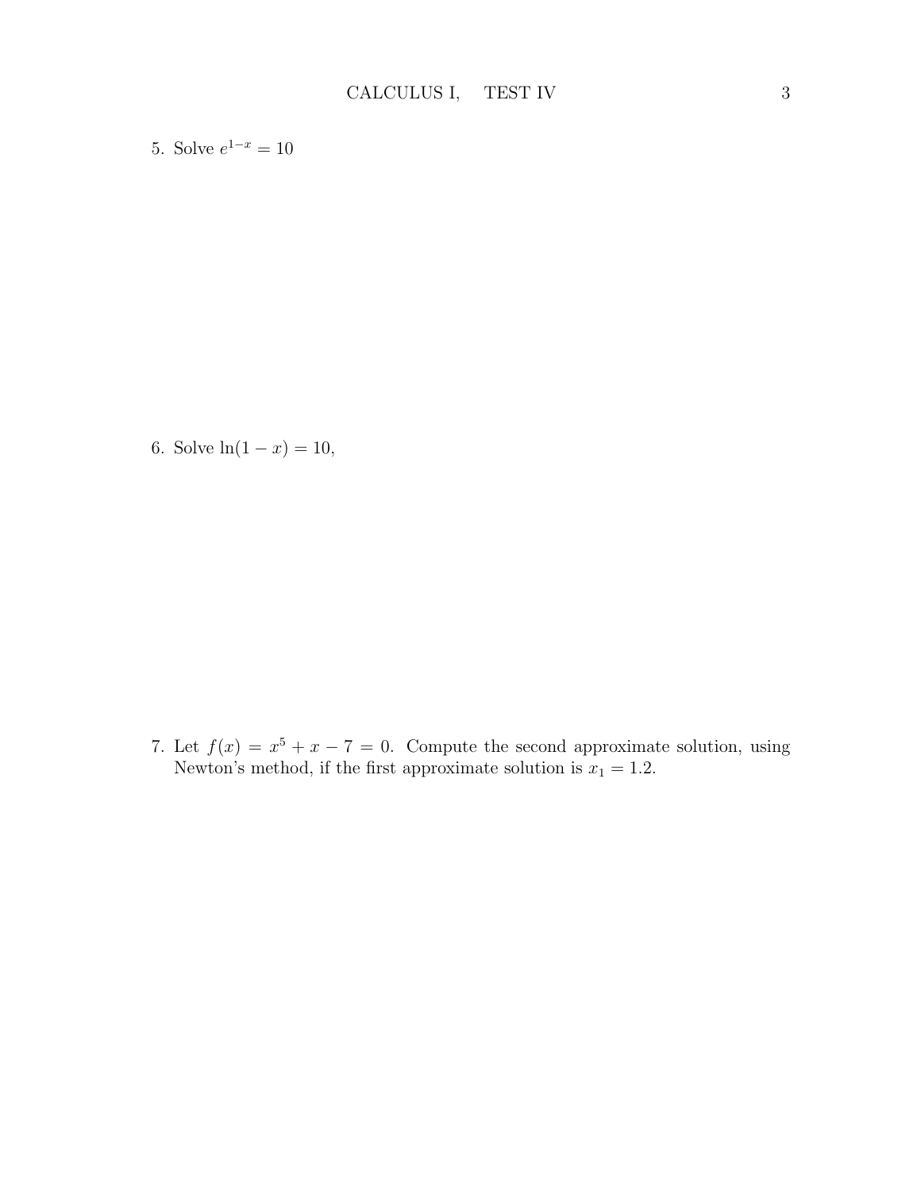5. Solve $e^{1-x} = 10$

6. Solve $\ln(1 - x) = 10$,

7. Let $f(x) = x^5 + x - 7 = 0$. Compute the second approximate solution, using Newton's method, if the first approximate solution is $x_1 = 1.2$.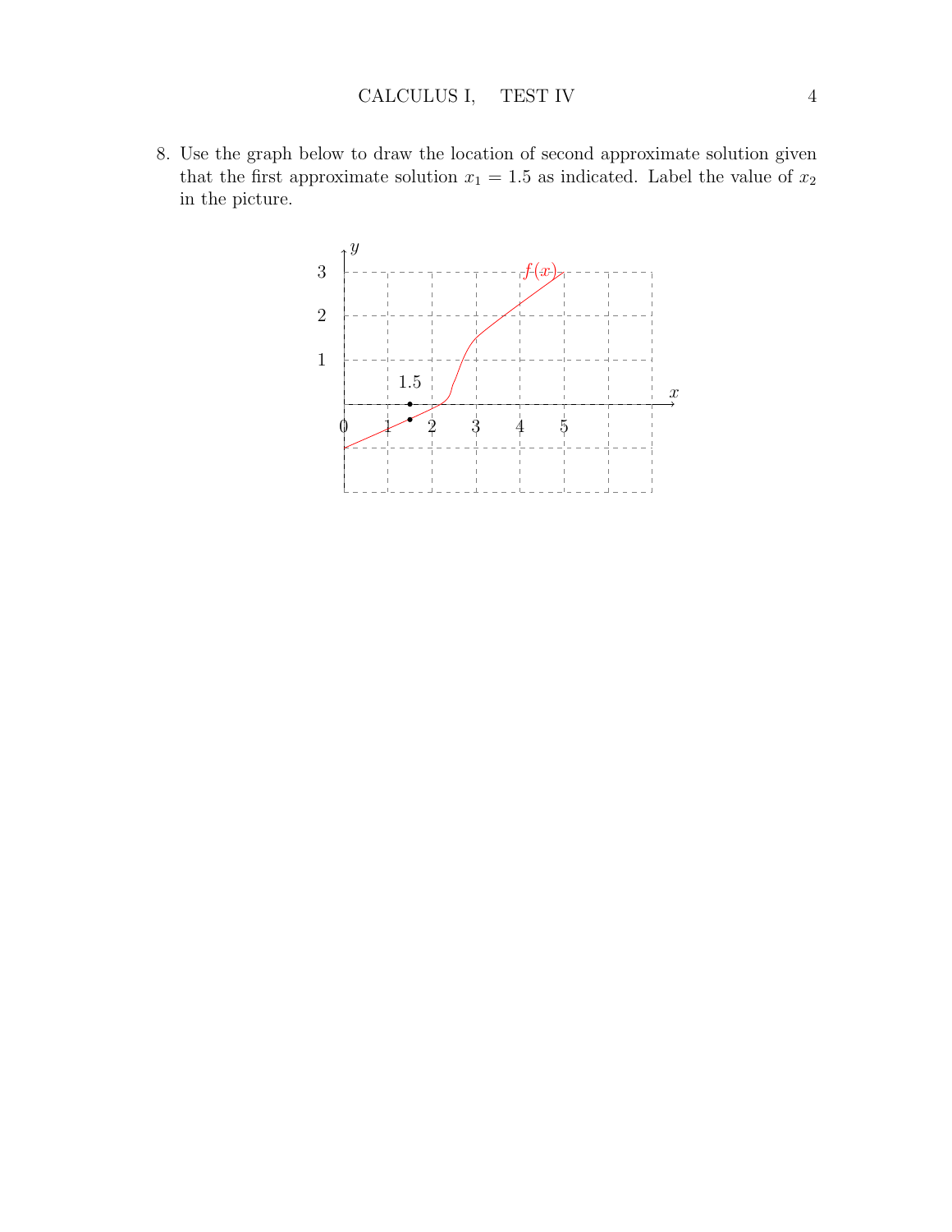8. Use the graph below to draw the location of second approximate solution given that the first approximate solution $x_1 = 1.5$ as indicated. Label the value of $x_2$ in the picture.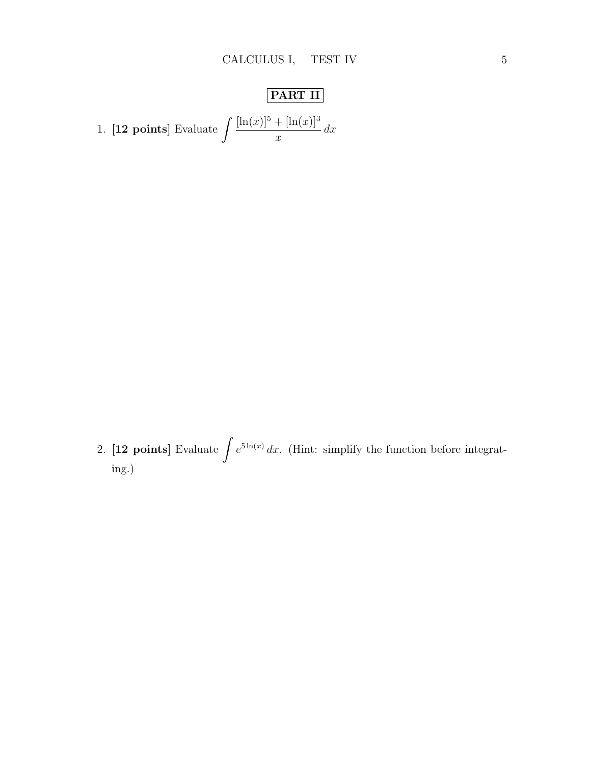## PART II

1. **[12 points]** Evaluate $\displaystyle\int \frac{[\ln(x)]^5 + [\ln(x)]^3}{x}\,dx$

2. **[12 points]** Evaluate $\displaystyle\int e^{5\ln(x)}\,dx$. (Hint: simplify the function before integrating.)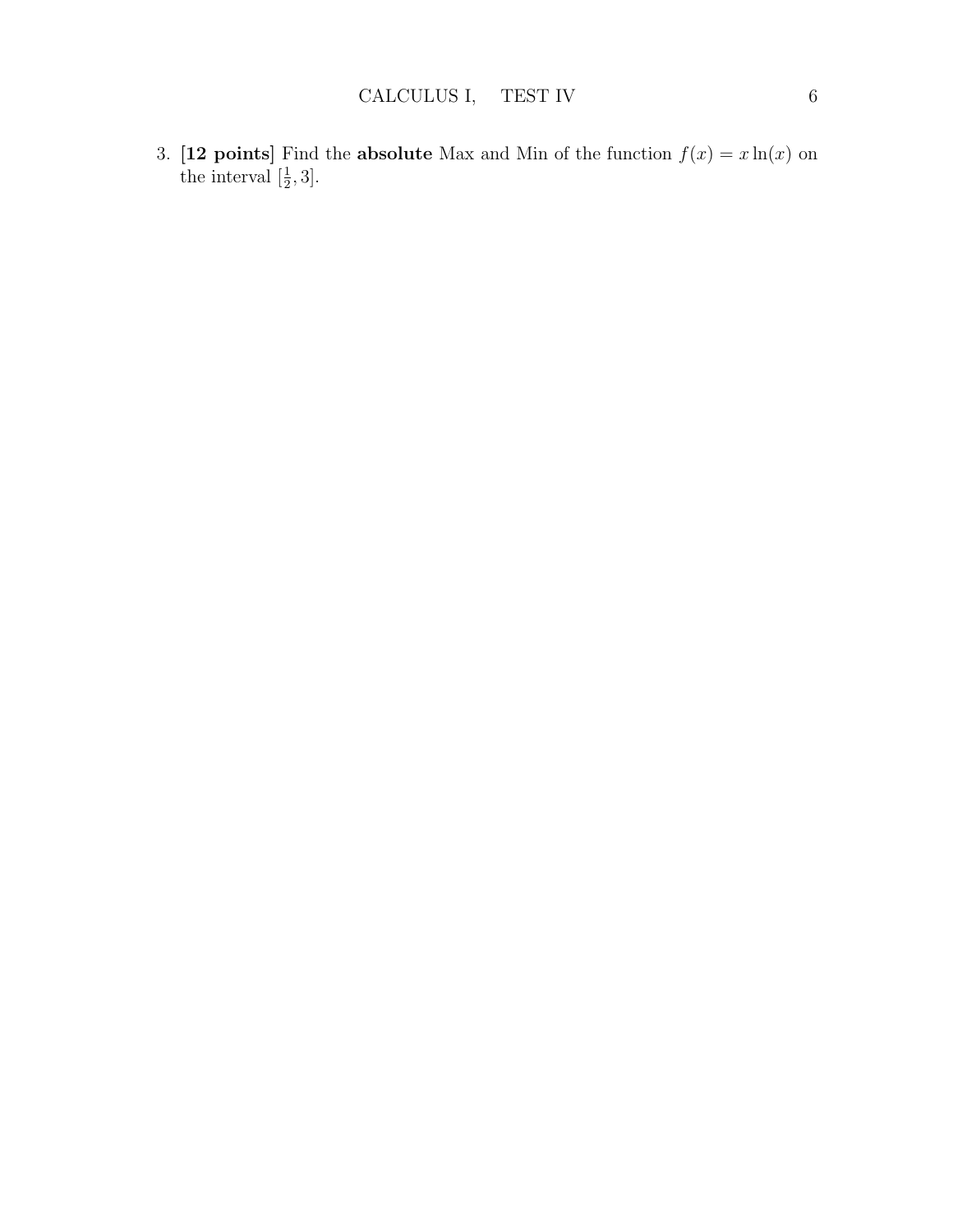3. **[12 points]** Find the **absolute** Max and Min of the function $f(x) = x\ln(x)$ on the interval $[\frac{1}{2}, 3]$.